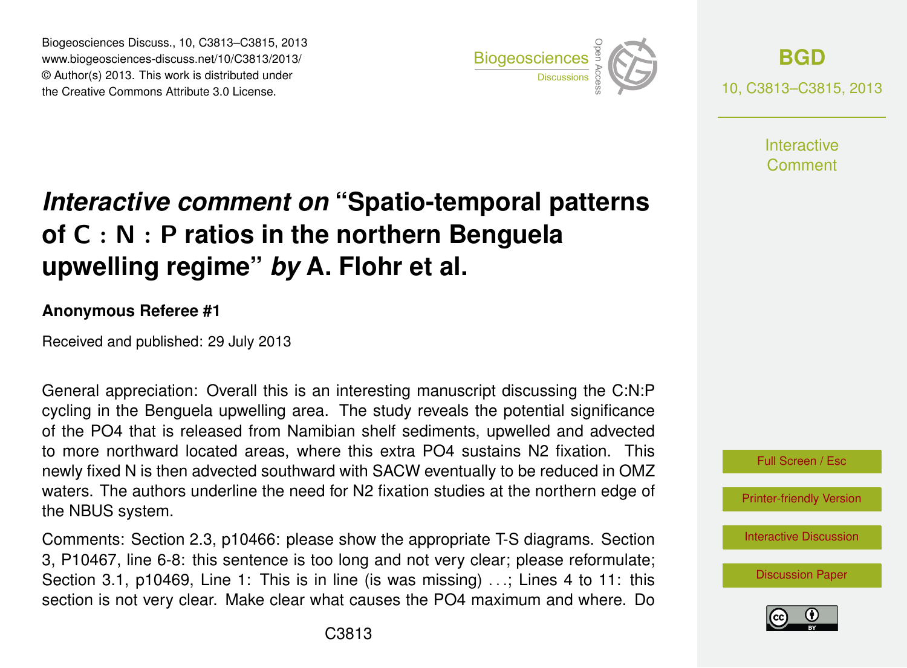# *Interactive comment on* "Spatio-temporal patterns of C : N : P ratios in the northern Benguela upwelling regime" *by* A. Flohr et al.

**Anonymous Referee #1**

Received and published: 29 July 2013

General appreciation: Overall this is an interesting manuscript discussing the C:N:P cycling in the Benguela upwelling area. The study reveals the potential significance of the PO4 that is released from Namibian shelf sediments, upwelled and advected to more northward located areas, where this extra PO4 sustains N2 fixation. This newly fixed N is then advected southward with SACW eventually to be reduced in OMZ waters. The authors underline the need for N2 fixation studies at the northern edge of the NBUS system.

Comments: Section 2.3, p10466: please show the appropriate T-S diagrams. Section 3, P10467, line 6-8: this sentence is too long and not very clear; please reformulate; Section 3.1, p10469, Line 1: This is in line (is was missing) . . .; Lines 4 to 11: this section is not very clear. Make clear what causes the PO4 maximum and where. Do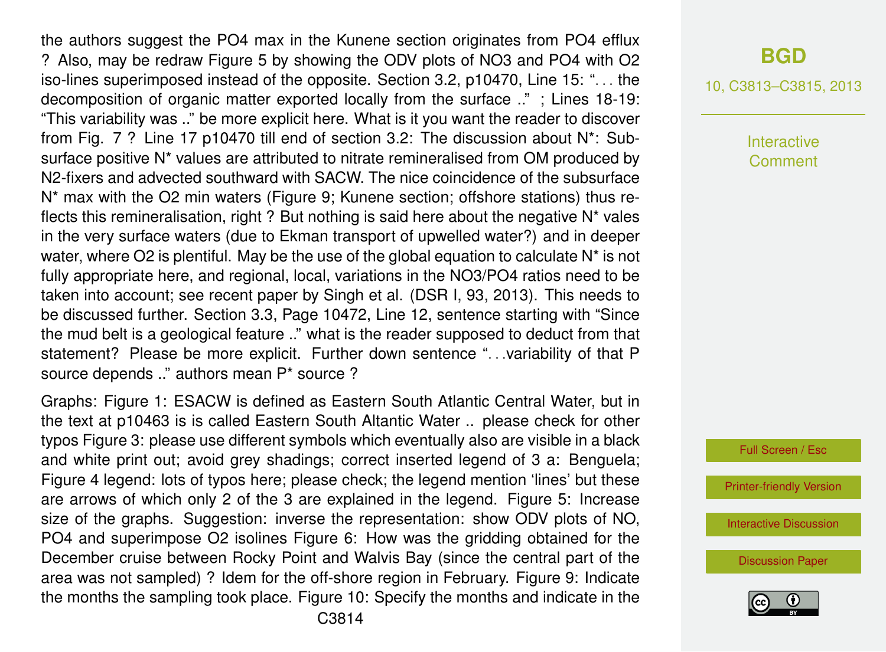the authors suggest the PO4 max in the Kunene section originates from PO4 efflux ? Also, may be redraw Figure 5 by showing the ODV plots of NO3 and PO4 with O2 iso-lines superimposed instead of the opposite. Section 3.2, p10470, Line 15: "... the decomposition of organic matter exported locally from the surface .." ; Lines 18-19: "This variability was .." be more explicit here. What is it you want the reader to discover from Fig. 7 ? Line 17 p10470 till end of section 3.2: The discussion about N*: Subsurface positive N* values are attributed to nitrate remineralised from OM produced by N2-fixers and advected southward with SACW. The nice coincidence of the subsurface N* max with the O2 min waters (Figure 9; Kunene section; offshore stations) thus reflects this remineralisation, right ? But nothing is said here about the negative N* vales in the very surface waters (due to Ekman transport of upwelled water?) and in deeper water, where O2 is plentiful. May be the use of the global equation to calculate N* is not fully appropriate here, and regional, local, variations in the NO3/PO4 ratios need to be taken into account; see recent paper by Singh et al. (DSR I, 93, 2013). This needs to be discussed further. Section 3.3, Page 10472, Line 12, sentence starting with "Since the mud belt is a geological feature .." what is the reader supposed to deduct from that statement? Please be more explicit. Further down sentence "...variability of that P source depends .." authors mean P* source ?

Graphs: Figure 1: ESACW is defined as Eastern South Atlantic Central Water, but in the text at p10463 is is called Eastern South Altantic Water .. please check for other typos Figure 3: please use different symbols which eventually also are visible in a black and white print out; avoid grey shadings; correct inserted legend of 3 a: Benguela; Figure 4 legend: lots of typos here; please check; the legend mention 'lines' but these are arrows of which only 2 of the 3 are explained in the legend. Figure 5: Increase size of the graphs. Suggestion: inverse the representation: show ODV plots of NO, PO4 and superimpose O2 isolines Figure 6: How was the gridding obtained for the December cruise between Rocky Point and Walvis Bay (since the central part of the area was not sampled) ? Idem for the off-shore region in February. Figure 9: Indicate the months the sampling took place. Figure 10: Specify the months and indicate in the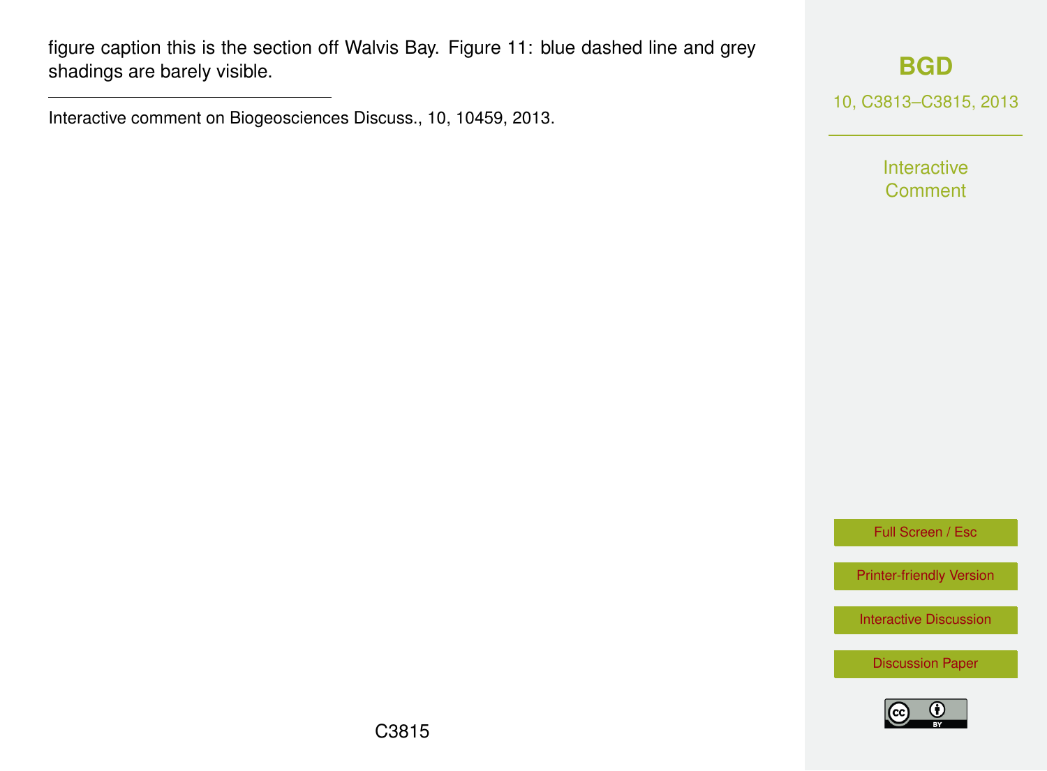figure caption this is the section off Walvis Bay. Figure 11: blue dashed line and grey shadings are barely visible.

---

Interactive comment on Biogeosciences Discuss., 10, 10459, 2013.